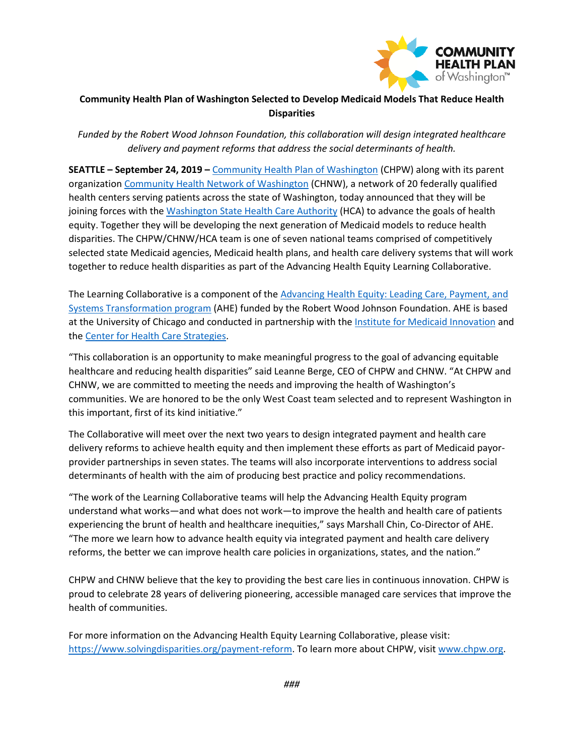**Community Health Plan of Washington Selected to Develop Medicaid Models That Reduce Health Disparities**

*Funded by the Robert Wood Johnson Foundation, this collaboration will design integrated healthcare delivery and payment reforms that address the social determinants of health.*

**SEATTLE – September 24, 2019 –** Community Health Plan of Washington (CHPW) along with its parent organization Community Health Network of Washington (CHNW), a network of 20 federally qualified health centers serving patients across the state of Washington, today announced that they will be joining forces with the Washington State Health Care Authority (HCA) to advance the goals of health equity. Together they will be developing the next generation of Medicaid models to reduce health disparities. The CHPW/CHNW/HCA team is one of seven national teams comprised of competitively selected state Medicaid agencies, Medicaid health plans, and health care delivery systems that will work together to reduce health disparities as part of the Advancing Health Equity Learning Collaborative.

The Learning Collaborative is a component of the Advancing Health Equity: Leading Care, Payment, and Systems Transformation program (AHE) funded by the Robert Wood Johnson Foundation. AHE is based at the University of Chicago and conducted in partnership with the Institute for Medicaid Innovation and the Center for Health Care Strategies.

"This collaboration is an opportunity to make meaningful progress to the goal of advancing equitable healthcare and reducing health disparities" said Leanne Berge, CEO of CHPW and CHNW. "At CHPW and CHNW, we are committed to meeting the needs and improving the health of Washington's communities. We are honored to be the only West Coast team selected and to represent Washington in this important, first of its kind initiative."

The Collaborative will meet over the next two years to design integrated payment and health care delivery reforms to achieve health equity and then implement these efforts as part of Medicaid payor-provider partnerships in seven states. The teams will also incorporate interventions to address social determinants of health with the aim of producing best practice and policy recommendations.

"The work of the Learning Collaborative teams will help the Advancing Health Equity program understand what works—and what does not work—to improve the health and health care of patients experiencing the brunt of health and healthcare inequities," says Marshall Chin, Co-Director of AHE. "The more we learn how to advance health equity via integrated payment and health care delivery reforms, the better we can improve health care policies in organizations, states, and the nation."

CHPW and CHNW believe that the key to providing the best care lies in continuous innovation. CHPW is proud to celebrate 28 years of delivering pioneering, accessible managed care services that improve the health of communities.

For more information on the Advancing Health Equity Learning Collaborative, please visit: https://www.solvingdisparities.org/payment-reform. To learn more about CHPW, visit www.chpw.org.

*###*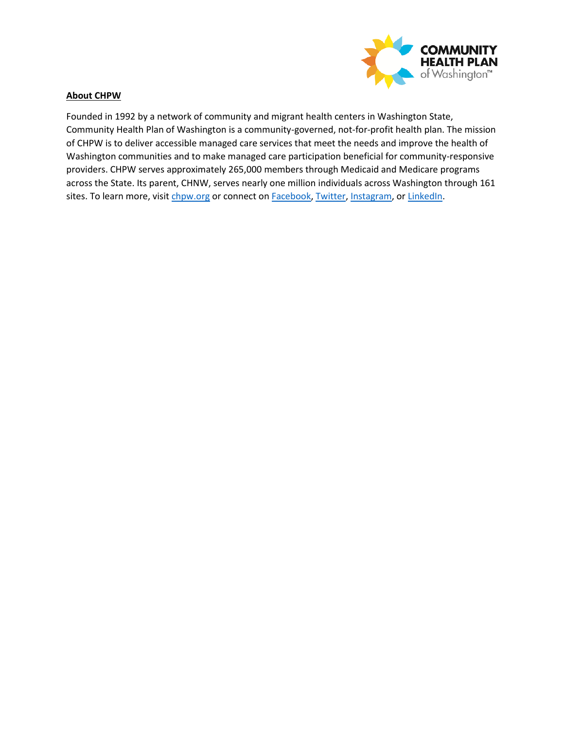**About CHPW**

Founded in 1992 by a network of community and migrant health centers in Washington State, Community Health Plan of Washington is a community-governed, not-for-profit health plan. The mission of CHPW is to deliver accessible managed care services that meet the needs and improve the health of Washington communities and to make managed care participation beneficial for community-responsive providers. CHPW serves approximately 265,000 members through Medicaid and Medicare programs across the State. Its parent, CHNW, serves nearly one million individuals across Washington through 161 sites. To learn more, visit chpw.org or connect on Facebook, Twitter, Instagram, or LinkedIn.